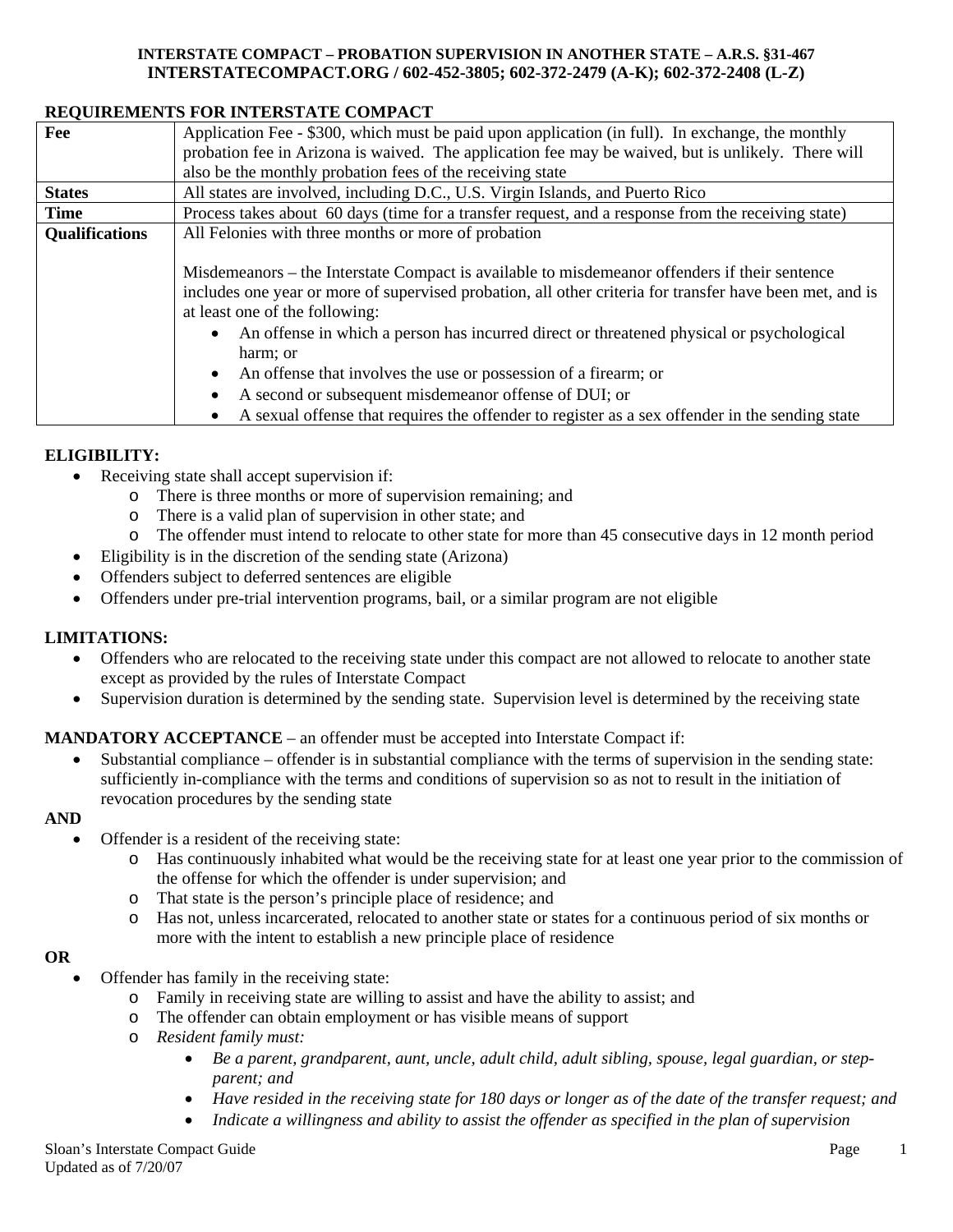**INTERSTATE COMPACT – PROBATION SUPERVISION IN ANOTHER STATE – A.R.S. §31-467**
**INTERSTATECOMPACT.ORG / 602-452-3805; 602-372-2479 (A-K); 602-372-2408 (L-Z)**

## REQUIREMENTS FOR INTERSTATE COMPACT

| | |
|---|---|
| **Fee** | Application Fee - $300, which must be paid upon application (in full). In exchange, the monthly probation fee in Arizona is waived. The application fee may be waived, but is unlikely. There will also be the monthly probation fees of the receiving state |
| **States** | All states are involved, including D.C., U.S. Virgin Islands, and Puerto Rico |
| **Time** | Process takes about 60 days (time for a transfer request, and a response from the receiving state) |
| **Qualifications** | All Felonies with three months or more of probation<br><br>Misdemeanors – the Interstate Compact is available to misdemeanor offenders if their sentence includes one year or more of supervised probation, all other criteria for transfer have been met, and is at least one of the following:<br>• An offense in which a person has incurred direct or threatened physical or psychological harm; or<br>• An offense that involves the use or possession of a firearm; or<br>• A second or subsequent misdemeanor offense of DUI; or<br>• A sexual offense that requires the offender to register as a sex offender in the sending state |

## ELIGIBILITY:

- Receiving state shall accept supervision if:
  - There is three months or more of supervision remaining; and
  - There is a valid plan of supervision in other state; and
  - The offender must intend to relocate to other state for more than 45 consecutive days in 12 month period
- Eligibility is in the discretion of the sending state (Arizona)
- Offenders subject to deferred sentences are eligible
- Offenders under pre-trial intervention programs, bail, or a similar program are not eligible

## LIMITATIONS:

- Offenders who are relocated to the receiving state under this compact are not allowed to relocate to another state except as provided by the rules of Interstate Compact
- Supervision duration is determined by the sending state. Supervision level is determined by the receiving state

**MANDATORY ACCEPTANCE** – an offender must be accepted into Interstate Compact if:

- Substantial compliance – offender is in substantial compliance with the terms of supervision in the sending state: sufficiently in-compliance with the terms and conditions of supervision so as not to result in the initiation of revocation procedures by the sending state

**AND**

- Offender is a resident of the receiving state:
  - Has continuously inhabited what would be the receiving state for at least one year prior to the commission of the offense for which the offender is under supervision; and
  - That state is the person's principle place of residence; and
  - Has not, unless incarcerated, relocated to another state or states for a continuous period of six months or more with the intent to establish a new principle place of residence

**OR**

- Offender has family in the receiving state:
  - Family in receiving state are willing to assist and have the ability to assist; and
  - The offender can obtain employment or has visible means of support
  - *Resident family must:*
    - *Be a parent, grandparent, aunt, uncle, adult child, adult sibling, spouse, legal guardian, or step-parent; and*
    - *Have resided in the receiving state for 180 days or longer as of the date of the transfer request; and*
    - *Indicate a willingness and ability to assist the offender as specified in the plan of supervision*

Sloan's Interstate Compact Guide
Updated as of 7/20/07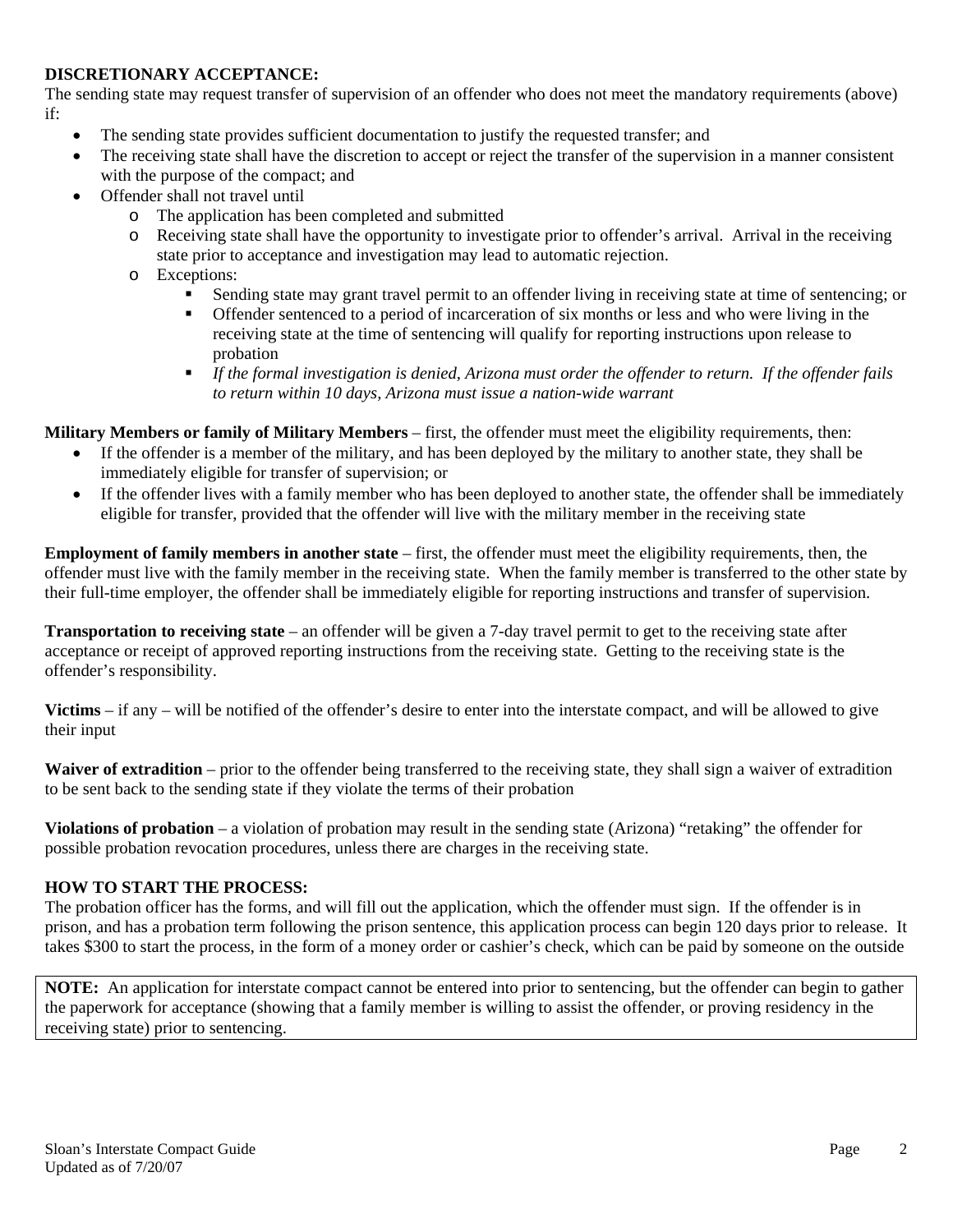**DISCRETIONARY ACCEPTANCE:**
The sending state may request transfer of supervision of an offender who does not meet the mandatory requirements (above) if:

- The sending state provides sufficient documentation to justify the requested transfer; and
- The receiving state shall have the discretion to accept or reject the transfer of the supervision in a manner consistent with the purpose of the compact; and
- Offender shall not travel until
  - The application has been completed and submitted
  - Receiving state shall have the opportunity to investigate prior to offender's arrival. Arrival in the receiving state prior to acceptance and investigation may lead to automatic rejection.
  - Exceptions:
    - Sending state may grant travel permit to an offender living in receiving state at time of sentencing; or
    - Offender sentenced to a period of incarceration of six months or less and who were living in the receiving state at the time of sentencing will qualify for reporting instructions upon release to probation
    - *If the formal investigation is denied, Arizona must order the offender to return. If the offender fails to return within 10 days, Arizona must issue a nation-wide warrant*

**Military Members or family of Military Members** – first, the offender must meet the eligibility requirements, then:

- If the offender is a member of the military, and has been deployed by the military to another state, they shall be immediately eligible for transfer of supervision; or
- If the offender lives with a family member who has been deployed to another state, the offender shall be immediately eligible for transfer, provided that the offender will live with the military member in the receiving state

**Employment of family members in another state** – first, the offender must meet the eligibility requirements, then, the offender must live with the family member in the receiving state. When the family member is transferred to the other state by their full-time employer, the offender shall be immediately eligible for reporting instructions and transfer of supervision.

**Transportation to receiving state** – an offender will be given a 7-day travel permit to get to the receiving state after acceptance or receipt of approved reporting instructions from the receiving state. Getting to the receiving state is the offender's responsibility.

**Victims** – if any – will be notified of the offender's desire to enter into the interstate compact, and will be allowed to give their input

**Waiver of extradition** – prior to the offender being transferred to the receiving state, they shall sign a waiver of extradition to be sent back to the sending state if they violate the terms of their probation

**Violations of probation** – a violation of probation may result in the sending state (Arizona) "retaking" the offender for possible probation revocation procedures, unless there are charges in the receiving state.

**HOW TO START THE PROCESS:**
The probation officer has the forms, and will fill out the application, which the offender must sign. If the offender is in prison, and has a probation term following the prison sentence, this application process can begin 120 days prior to release. It takes $300 to start the process, in the form of a money order or cashier's check, which can be paid by someone on the outside

**NOTE:** An application for interstate compact cannot be entered into prior to sentencing, but the offender can begin to gather the paperwork for acceptance (showing that a family member is willing to assist the offender, or proving residency in the receiving state) prior to sentencing.

Sloan's Interstate Compact Guide
Updated as of 7/20/07